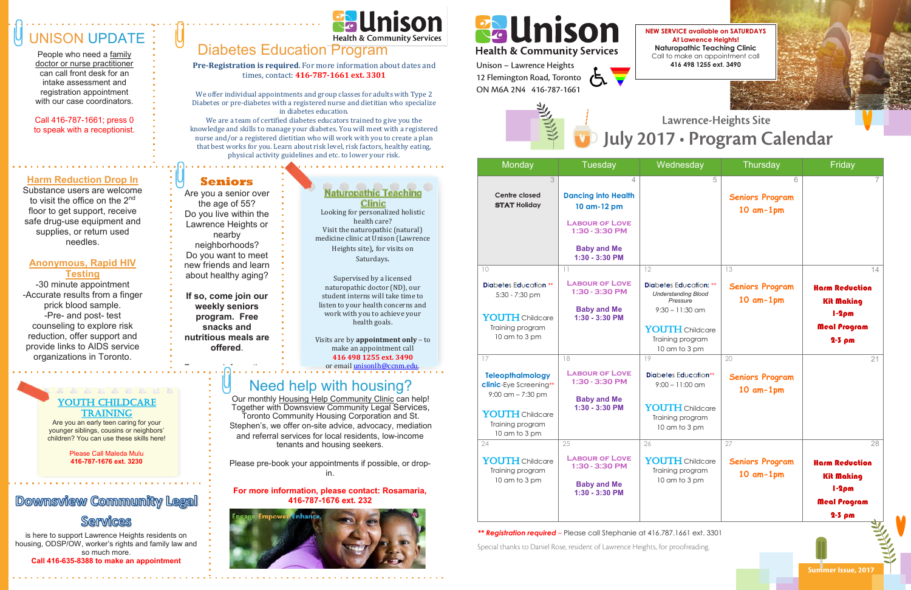# UNISON UPDATE

People who need a family doctor or nurse practitioner can call front desk for an intake assessment and registration appointment with our case coordinators.

Call 416-787-1661; press 0 to speak with a receptionist.

## Diabetes Education Program

**Pre-Registration is required.** For more information about dates and times, contact: **416-787-1661 ext. 3301**

We offer individual appointments and group classes for adults with Type 2 Diabetes or pre-diabetes with a registered nurse and dietitian who specialize in diabetes education.

We are a team of certified diabetes educators trained to give you the knowledge and skills to manage your diabetes. You will meet with a registered nurse and/or a registered dietitian who will work with you to create a plan that best works for you. Learn about risk level, risk factors, healthy eating, physical activity guidelines and etc. to lower your risk.

## Harm Reduction Drop In

Substance users are welcome to visit the office on the 2nd floor to get support, receive safe drug-use equipment and supplies, or return used needles.

## Anonymous, Rapid HIV Testing

- -30 minute appointment
- -Accurate results from a finger prick blood sample.
- -Pre- and post- test counseling to explore risk reduction, offer support and provide links to AIDS service organizations in Toronto.

## Seniors

Are you a senior over the age of 55? Do you live within the Lawrence Heights or nearby neighborhoods? Do you want to meet new friends and learn about healthy aging?

**If so, come join our weekly seniors program. Free snacks and nutritious meals are offered.**

## Naturopathic Teaching Clinic

Looking for personalized holistic health care?

Visit the naturopathic (natural) medicine clinic at Unison (Lawrence Heights site), for visits on Saturdays.

Supervised by a licensed naturopathic doctor (ND), our student interns will take time to listen to your health concerns and work with you to achieve your health goals.

Visits are by **appointment only** – to make an appointment call **416 498 1255 ext. 3490** or email unisonlh@ccnm.edu.

## YOUTH CHILDCARE TRAINING

Are you an early teen caring for your younger siblings, cousins or neighbors' children? You can use these skills here!

Please Call Maleda Mulu
**416-787-1676 ext. 3230**

## Need help with housing?

Our monthly Housing Help Community Clinic can help! Together with Downsview Community Legal Services, Toronto Community Housing Corporation and St. Stephen's, we offer on-site advice, advocacy, mediation and referral services for local residents, low-income tenants and housing seekers.

Please pre-book your appointments if possible, or drop-in.

**For more information, please contact: Rosamaria, 416-787-1676 ext. 232**

## Downsview Community Legal Services

is here to support Lawrence Heights residents on housing, ODSP/OW, worker's rights and family law and so much more.

**Call 416-635-8388 to make an appointment**

---

# Unison Health & Community Services

Unison – Lawrence Heights
12 Flemington Road, Toronto
ON M6A 2N4 416-787-1661

**NEW SERVICE available on SATURDAYS At Lawrence Heights!**
**Naturopathic Teaching Clinic**
Call to make an appointment call
**416 498 1255 ext. 3490**

## Lawrence-Heights Site
# July 2017 • Program Calendar

| Monday | Tuesday | Wednesday | Thursday | Friday |
|---|---|---|---|---|
| 3 Centre closed **STAT** Holiday | 4 Dancing into Health 10 am-12 pm; Labour of Love 1:30 - 3:30 PM; Baby and Me 1:30 - 3:30 PM | 5 | 6 Seniors Program 10 am-1pm | 7 |
| 10 Diabetes Education ** 5:30 - 7:30 pm; YOUTH Childcare Training program 10 am to 3 pm | 11 Labour of Love 1:30 - 3:30 PM; Baby and Me 1:30 - 3:30 PM | 12 Diabetes Education: ** *Understanding Blood Pressure* 9:30 – 11:30 am; YOUTH Childcare Training program 10 am to 3 pm | 13 Seniors Program 10 am-1pm | 14 Harm Reduction Kit Making 1-2pm; Meal Program 2-3 pm |
| 17 Teleopthalmology clinic-Eye Screening** 9:00 am – 7:30 pm; YOUTH Childcare Training program 10 am to 3 pm | 18 Labour of Love 1:30 - 3:30 PM; Baby and Me 1:30 - 3:30 PM | 19 Diabetes Education** 9:00 – 11:00 am; YOUTH Childcare Training program 10 am to 3 pm | 20 Seniors Program 10 am-1pm | 21 |
| 24 YOUTH Childcare Training program 10 am to 3 pm | 25 Labour of Love 1:30 - 3:30 PM; Baby and Me 1:30 - 3:30 PM | 26 YOUTH Childcare Training program 10 am to 3 pm | 27 Seniors Program 10 am-1pm | 28 Harm Reduction Kit Making 1-2pm; Meal Program 2-3 pm |

***\* Registration required** – Please call Stephanie at 416.787.1661 ext. 3301

Special thanks to Daniel Rose, resident of Lawrence Heights, for proofreading.

Summer Issue, 2017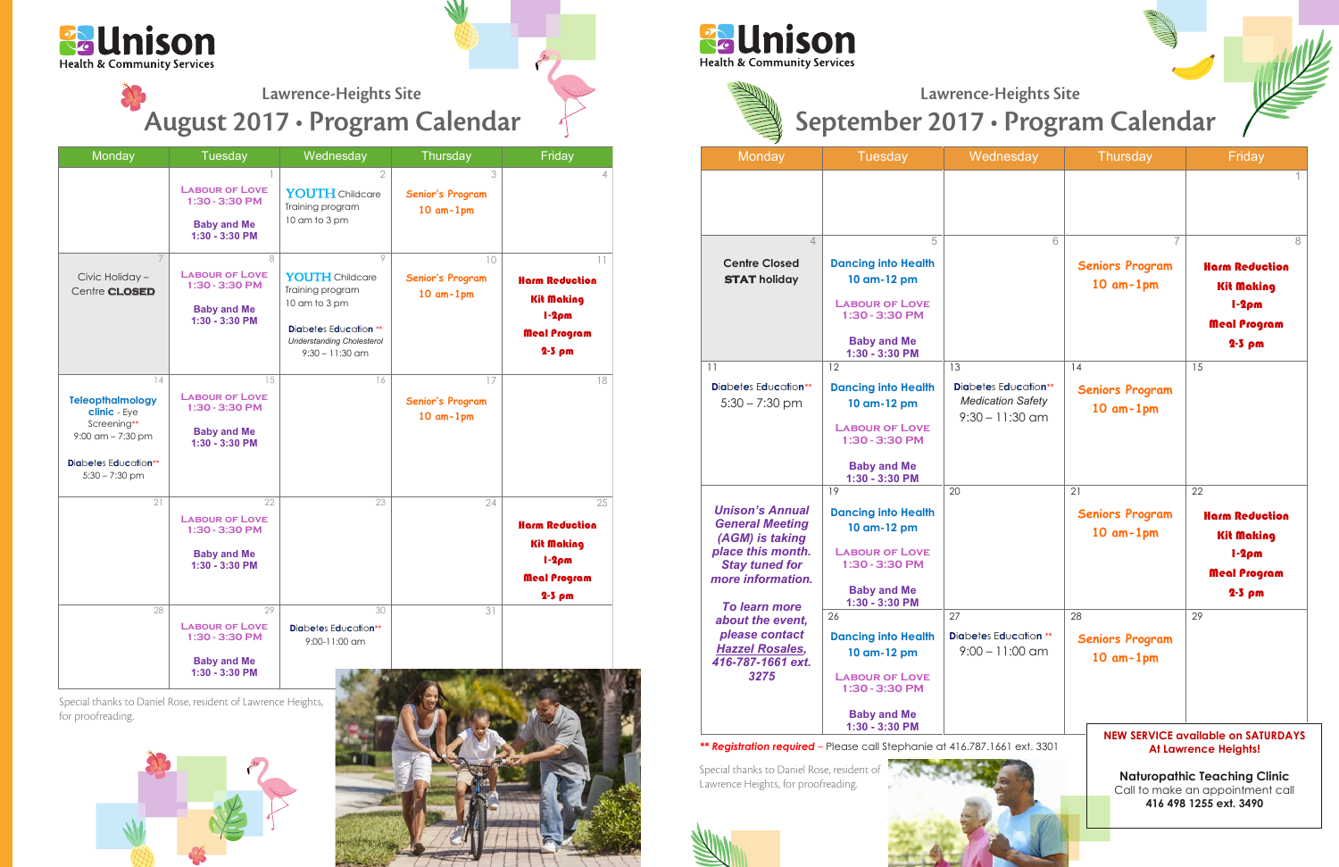**Unison** Health & Community Services

## Lawrence-Heights Site

# August 2017 • Program Calendar

| Monday | Tuesday | Wednesday | Thursday | Friday |
|---|---|---|---|---|
| | 1 LABOUR OF LOVE 1:30 - 3:30 PM<br>Baby and Me 1:30 - 3:30 PM | 2 YOUTH Childcare Training program 10 am to 3 pm | 3 Senior's Program 10 am-1pm | 4 |
| 7 Civic Holiday – Centre **CLOSED** | 8 LABOUR OF LOVE 1:30 - 3:30 PM<br>Baby and Me 1:30 - 3:30 PM | 9 YOUTH Childcare Training program 10 am to 3 pm<br>Diabetes Education ** *Understanding Cholesterol* 9:30 – 11:30 am | 10 Senior's Program 10 am-1pm | 11 Harm Reduction Kit Making 1-2pm<br>Meal Program 2-3 pm |
| 14 Teleopthalmology clinic - Eye Screening** 9:00 am – 7:30 pm<br>Diabetes Education** 5:30 – 7:30 pm | 15 LABOUR OF LOVE 1:30 - 3:30 PM<br>Baby and Me 1:30 - 3:30 PM | 16 | 17 Senior's Program 10 am-1pm | 18 |
| 21 | 22 LABOUR OF LOVE 1:30 - 3:30 PM<br>Baby and Me 1:30 - 3:30 PM | 23 | 24 | 25 Harm Reduction Kit Making 1-2pm<br>Meal Program 2-3 pm |
| 28 | 29 LABOUR OF LOVE 1:30 - 3:30 PM<br>Baby and Me 1:30 - 3:30 PM | 30 Diabetes Education** 9:00-11:00 am | 31 | |

Special thanks to Daniel Rose, resident of Lawrence Heights, for proofreading.

**Unison** Health & Community Services

## Lawrence-Heights Site

# September 2017 • Program Calendar

| Monday | Tuesday | Wednesday | Thursday | Friday |
|---|---|---|---|---|
| | | | | 1 |
| 4 Centre Closed **STAT** holiday | 5 Dancing into Health 10 am-12 pm<br>LABOUR OF LOVE 1:30 - 3:30 PM<br>Baby and Me 1:30 - 3:30 PM | 6 | 7 Seniors Program 10 am-1pm | 8 Harm Reduction Kit Making 1-2pm<br>Meal Program 2-3 pm |
| 11 Diabetes Education** 5:30 – 7:30 pm | 12 Dancing into Health 10 am-12 pm<br>LABOUR OF LOVE 1:30 - 3:30 PM<br>Baby and Me 1:30 - 3:30 PM | 13 Diabetes Education** *Medication Safety* 9:30 – 11:30 am | 14 Seniors Program 10 am-1pm | 15 |
| *Unison's Annual General Meeting (AGM) is taking place this month. Stay tuned for more information.*<br>*To learn more about the event, please contact Hazzel Rosales, 416-787-1661 ext. 3275* | 19 Dancing into Health 10 am-12 pm<br>LABOUR OF LOVE 1:30 - 3:30 PM<br>Baby and Me 1:30 - 3:30 PM | 20 | 21 Seniors Program 10 am-1pm | 22 Harm Reduction Kit Making 1-2pm<br>Meal Program 2-3 pm |
| | 26 Dancing into Health 10 am-12 pm<br>LABOUR OF LOVE 1:30 - 3:30 PM<br>Baby and Me 1:30 - 3:30 PM | 27 Diabetes Education ** 9:00 – 11:00 am | 28 Seniors Program 10 am-1pm | 29 |

***\*\* Registration required*** – Please call Stephanie at 416.787.1661 ext. 3301

**NEW SERVICE available on SATURDAYS At Lawrence Heights!**

**Naturopathic Teaching Clinic**
Call to make an appointment call
**416 498 1255 ext. 3490**

Special thanks to Daniel Rose, resident of Lawrence Heights, for proofreading.